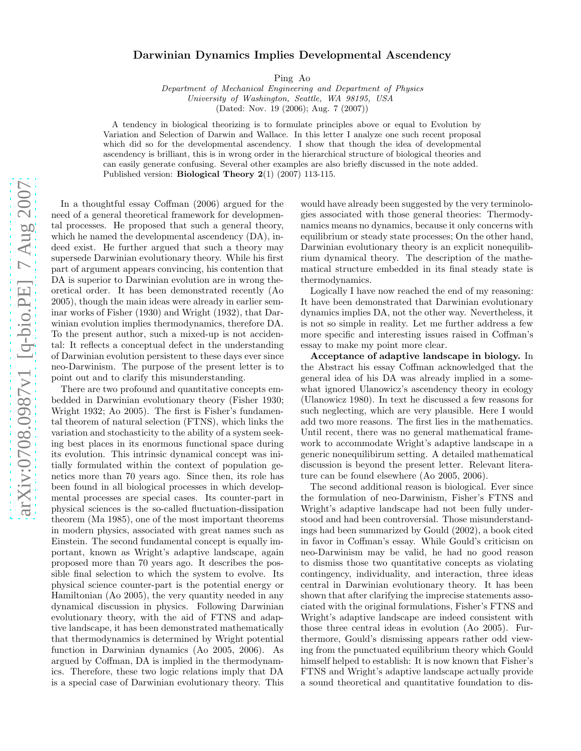# Darwinian Dynamics Implies Developmental Ascendency

Ping Ao

*Department of Mechanical Engineering and Department of Physics*
*University of Washington, Seattle, WA 98195, USA*
(Dated: Nov. 19 (2006); Aug. 7 (2007))

A tendency in biological theorizing is to formulate principles above or equal to Evolution by Variation and Selection of Darwin and Wallace. In this letter I analyze one such recent proposal which did so for the developmental ascendency. I show that though the idea of developmental ascendency is brilliant, this is in wrong order in the hierarchical structure of biological theories and can easily generate confusing. Several other examples are also briefly discussed in the note added. Published version: **Biological Theory 2**(1) (2007) 113-115.

In a thoughtful essay Coffman (2006) argued for the need of a general theoretical framework for developmental processes. He proposed that such a general theory, which he named the developmental ascendency (DA), indeed exist. He further argued that such a theory may supersede Darwinian evolutionary theory. While his first part of argument appears convincing, his contention that DA is superior to Darwinian evolution are in wrong theoretical order. It has been demonstrated recently (Ao 2005), though the main ideas were already in earlier seminar works of Fisher (1930) and Wright (1932), that Darwinian evolution implies thermodynamics, therefore DA. To the present author, such a mixed-up is not accidental: It reflects a conceptual defect in the understanding of Darwinian evolution persistent to these days ever since neo-Darwinism. The purpose of the present letter is to point out and to clarify this misunderstanding.

There are two profound and quantitative concepts embedded in Darwinian evolutionary theory (Fisher 1930; Wright 1932; Ao 2005). The first is Fisher's fundamental theorem of natural selection (FTNS), which links the variation and stochasticity to the ability of a system seeking best places in its enormous functional space during its evolution. This intrinsic dynamical concept was initially formulated within the context of population genetics more than 70 years ago. Since then, its role has been found in all biological processes in which developmental processes are special cases. Its counter-part in physical sciences is the so-called fluctuation-dissipation theorem (Ma 1985), one of the most important theorems in modern physics, associated with great names such as Einstein. The second fundamental concept is equally important, known as Wright's adaptive landscape, again proposed more than 70 years ago. It describes the possible final selection to which the system to evolve. Its physical science counter-part is the potential energy or Hamiltonian (Ao 2005), the very quantity needed in any dynamical discussion in physics. Following Darwinian evolutionary theory, with the aid of FTNS and adaptive landscape, it has been demonstrated mathematically that thermodynamics is determined by Wright potential function in Darwinian dynamics (Ao 2005, 2006). As argued by Coffman, DA is implied in the thermodynamics. Therefore, these two logic relations imply that DA is a special case of Darwinian evolutionary theory. This would have already been suggested by the very terminologies associated with those general theories: Thermodynamics means no dynamics, because it only concerns with equilibrium or steady state processes; On the other hand, Darwinian evolutionary theory is an explicit nonequilibrium dynamical theory. The description of the mathematical structure embedded in its final steady state is thermodynamics.

Logically I have now reached the end of my reasoning: It have been demonstrated that Darwinian evolutionary dynamics implies DA, not the other way. Nevertheless, it is not so simple in reality. Let me further address a few more specific and interesting issues raised in Coffman's essay to make my point more clear.

**Acceptance of adaptive landscape in biology.** In the Abstract his essay Coffman acknowledged that the general idea of his DA was already implied in a somewhat ignored Ulanowicz's ascendency theory in ecology (Ulanowicz 1980). In text he discussed a few reasons for such neglecting, which are very plausible. Here I would add two more reasons. The first lies in the mathematics. Until recent, there was no general mathematical framework to accommodate Wright's adaptive landscape in a generic nonequilibirum setting. A detailed mathematical discussion is beyond the present letter. Relevant literature can be found elsewhere (Ao 2005, 2006).

The second additional reason is biological. Ever since the formulation of neo-Darwinism, Fisher's FTNS and Wright's adaptive landscape had not been fully understood and had been controversial. Those misunderstandings had been summarized by Gould (2002), a book cited in favor in Coffman's essay. While Gould's criticism on neo-Darwinism may be valid, he had no good reason to dismiss those two quantitative concepts as violating contingency, individuality, and interaction, three ideas central in Darwinian evolutionary theory. It has been shown that after clarifying the imprecise statements associated with the original formulations, Fisher's FTNS and Wright's adaptive landscape are indeed consistent with those three central ideas in evolution (Ao 2005). Furthermore, Gould's dismissing appears rather odd viewing from the punctuated equilibrium theory which Gould himself helped to establish: It is now known that Fisher's FTNS and Wright's adaptive landscape actually provide a sound theoretical and quantitative foundation to dis-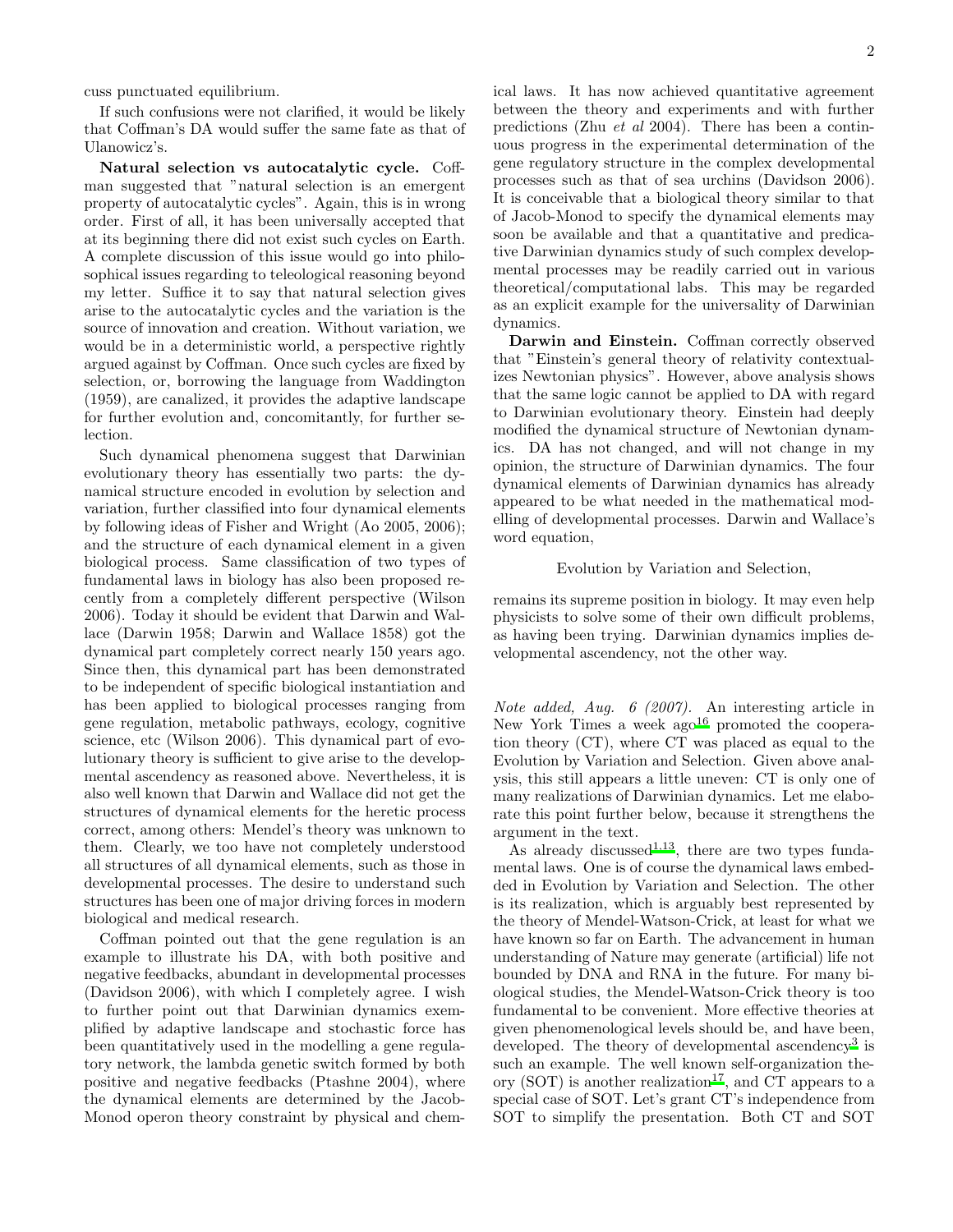cuss punctuated equilibrium.

If such confusions were not clarified, it would be likely that Coffman's DA would suffer the same fate as that of Ulanowicz's.

**Natural selection vs autocatalytic cycle.** Coffman suggested that "natural selection is an emergent property of autocatalytic cycles". Again, this is in wrong order. First of all, it has been universally accepted that at its beginning there did not exist such cycles on Earth. A complete discussion of this issue would go into philosophical issues regarding to teleological reasoning beyond my letter. Suffice it to say that natural selection gives arise to the autocatalytic cycles and the variation is the source of innovation and creation. Without variation, we would be in a deterministic world, a perspective rightly argued against by Coffman. Once such cycles are fixed by selection, or, borrowing the language from Waddington (1959), are canalized, it provides the adaptive landscape for further evolution and, concomitantly, for further selection.

Such dynamical phenomena suggest that Darwinian evolutionary theory has essentially two parts: the dynamical structure encoded in evolution by selection and variation, further classified into four dynamical elements by following ideas of Fisher and Wright (Ao 2005, 2006); and the structure of each dynamical element in a given biological process. Same classification of two types of fundamental laws in biology has also been proposed recently from a completely different perspective (Wilson 2006). Today it should be evident that Darwin and Wallace (Darwin 1958; Darwin and Wallace 1858) got the dynamical part completely correct nearly 150 years ago. Since then, this dynamical part has been demonstrated to be independent of specific biological instantiation and has been applied to biological processes ranging from gene regulation, metabolic pathways, ecology, cognitive science, etc (Wilson 2006). This dynamical part of evolutionary theory is sufficient to give arise to the developmental ascendency as reasoned above. Nevertheless, it is also well known that Darwin and Wallace did not get the structures of dynamical elements for the heretic process correct, among others: Mendel's theory was unknown to them. Clearly, we too have not completely understood all structures of all dynamical elements, such as those in developmental processes. The desire to understand such structures has been one of major driving forces in modern biological and medical research.

Coffman pointed out that the gene regulation is an example to illustrate his DA, with both positive and negative feedbacks, abundant in developmental processes (Davidson 2006), with which I completely agree. I wish to further point out that Darwinian dynamics exemplified by adaptive landscape and stochastic force has been quantitatively used in the modelling a gene regulatory network, the lambda genetic switch formed by both positive and negative feedbacks (Ptashne 2004), where the dynamical elements are determined by the Jacob-Monod operon theory constraint by physical and chemical laws. It has now achieved quantitative agreement between the theory and experiments and with further predictions (Zhu *et al* 2004). There has been a continuous progress in the experimental determination of the gene regulatory structure in the complex developmental processes such as that of sea urchins (Davidson 2006). It is conceivable that a biological theory similar to that of Jacob-Monod to specify the dynamical elements may soon be available and that a quantitative and predicative Darwinian dynamics study of such complex developmental processes may be readily carried out in various theoretical/computational labs. This may be regarded as an explicit example for the universality of Darwinian dynamics.

**Darwin and Einstein.** Coffman correctly observed that "Einstein's general theory of relativity contextualizes Newtonian physics". However, above analysis shows that the same logic cannot be applied to DA with regard to Darwinian evolutionary theory. Einstein had deeply modified the dynamical structure of Newtonian dynamics. DA has not changed, and will not change in my opinion, the structure of Darwinian dynamics. The four dynamical elements of Darwinian dynamics has already appeared to be what needed in the mathematical modelling of developmental processes. Darwin and Wallace's word equation,

Evolution by Variation and Selection,

remains its supreme position in biology. It may even help physicists to solve some of their own difficult problems, as having been trying. Darwinian dynamics implies developmental ascendency, not the other way.

*Note added, Aug. 6 (2007).* An interesting article in New York Times a week ago[16] promoted the cooperation theory (CT), where CT was placed as equal to the Evolution by Variation and Selection. Given above analysis, this still appears a little uneven: CT is only one of many realizations of Darwinian dynamics. Let me elaborate this point further below, because it strengthens the argument in the text.

As already discussed[1,13], there are two types fundamental laws. One is of course the dynamical laws embedded in Evolution by Variation and Selection. The other is its realization, which is arguably best represented by the theory of Mendel-Watson-Crick, at least for what we have known so far on Earth. The advancement in human understanding of Nature may generate (artificial) life not bounded by DNA and RNA in the future. For many biological studies, the Mendel-Watson-Crick theory is too fundamental to be convenient. More effective theories at given phenomenological levels should be, and have been, developed. The theory of developmental ascendency[3] is such an example. The well known self-organization theory (SOT) is another realization[17], and CT appears to a special case of SOT. Let's grant CT's independence from SOT to simplify the presentation. Both CT and SOT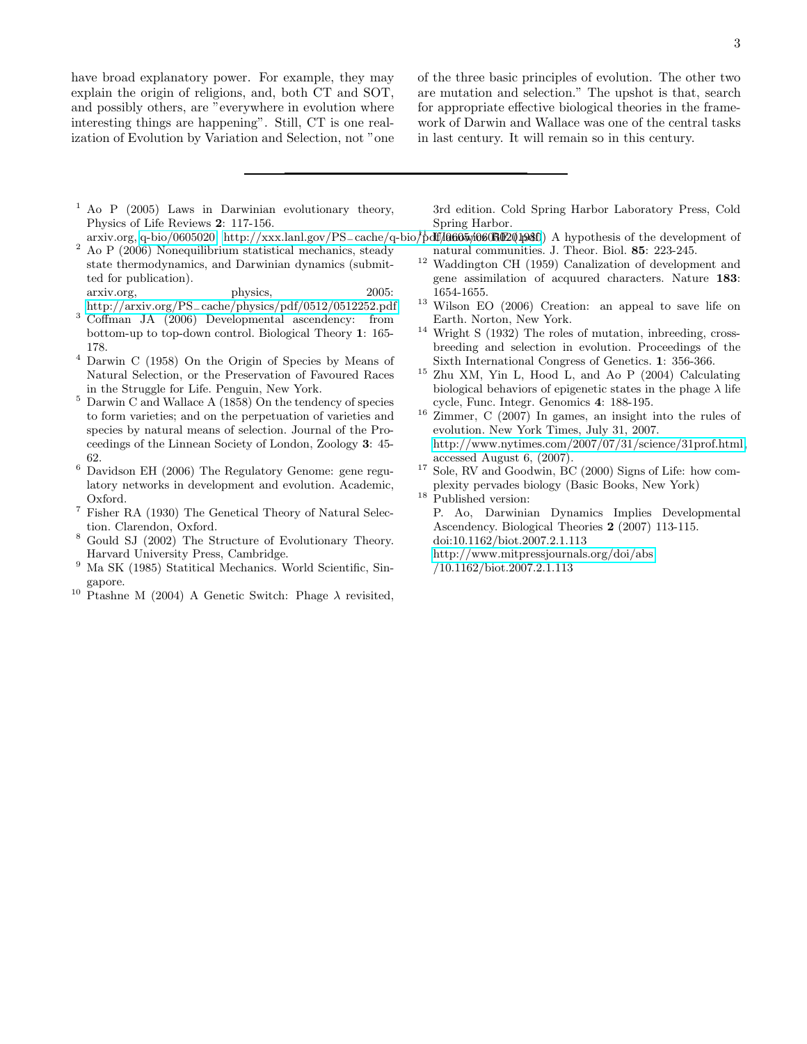have broad explanatory power. For example, they may explain the origin of religions, and, both CT and SOT, and possibly others, are "everywhere in evolution where interesting things are happening". Still, CT is one realization of Evolution by Variation and Selection, not "one of the three basic principles of evolution. The other two are mutation and selection." The upshot is that, search for appropriate effective biological theories in the framework of Darwin and Wallace was one of the central tasks in last century. It will remain so in this century.

---

[1] Ao P (2005) Laws in Darwinian evolutionary theory, Physics of Life Reviews **2**: 117-156. arxiv.org, q-bio/0605020; http://xxx.lanl.gov/PS_cache/q-bio/pdf/0605/0605020.pdf

[2] Ao P (2006) Nonequilibrium statistical mechanics, steady state thermodynamics, and Darwinian dynamics (submitted for publication). arxiv.org, physics, 2005: http://arxiv.org/PS_cache/physics/pdf/0512/0512252.pdf

[3] Coffman JA (2006) Developmental ascendency: from bottom-up to top-down control. Biological Theory **1**: 165-178.

[4] Darwin C (1958) On the Origin of Species by Means of Natural Selection, or the Preservation of Favoured Races in the Struggle for Life. Penguin, New York.

[5] Darwin C and Wallace A (1858) On the tendency of species to form varieties; and on the perpetuation of varieties and species by natural means of selection. Journal of the Proceedings of the Linnean Society of London, Zoology **3**: 45-62.

[6] Davidson EH (2006) The Regulatory Genome: gene regulatory networks in development and evolution. Academic, Oxford.

[7] Fisher RA (1930) The Genetical Theory of Natural Selection. Clarendon, Oxford.

[8] Gould SJ (2002) The Structure of Evolutionary Theory. Harvard University Press, Cambridge.

[9] Ma SK (1985) Statitical Mechanics. World Scientific, Singapore.

[10] Ptashne M (2004) A Genetic Switch: Phage $\lambda$ revisited, 3rd edition. Cold Spring Harbor Laboratory Press, Cold Spring Harbor.

[11] Ulanowicz RE (1980) A hypothesis of the development of natural communities. J. Theor. Biol. **85**: 223-245.

[12] Waddington CH (1959) Canalization of development and gene assimilation of acquured characters. Nature **183**: 1654-1655.

[13] Wilson EO (2006) Creation: an appeal to save life on Earth. Norton, New York.

[14] Wright S (1932) The roles of mutation, inbreeding, crossbreeding and selection in evolution. Proceedings of the Sixth International Congress of Genetics. **1**: 356-366.

[15] Zhu XM, Yin L, Hood L, and Ao P (2004) Calculating biological behaviors of epigenetic states in the phage $\lambda$ life cycle, Func. Integr. Genomics **4**: 188-195.

[16] Zimmer, C (2007) In games, an insight into the rules of evolution. New York Times, July 31, 2007. http://www.nytimes.com/2007/07/31/science/31prof.html, accessed August 6, (2007).

[17] Sole, RV and Goodwin, BC (2000) Signs of Life: how complexity pervades biology (Basic Books, New York)

[18] Published version: P. Ao, Darwinian Dynamics Implies Developmental Ascendency. Biological Theories **2** (2007) 113-115. doi:10.1162/biot.2007.2.1.113 http://www.mitpressjournals.org/doi/abs /10.1162/biot.2007.2.1.113